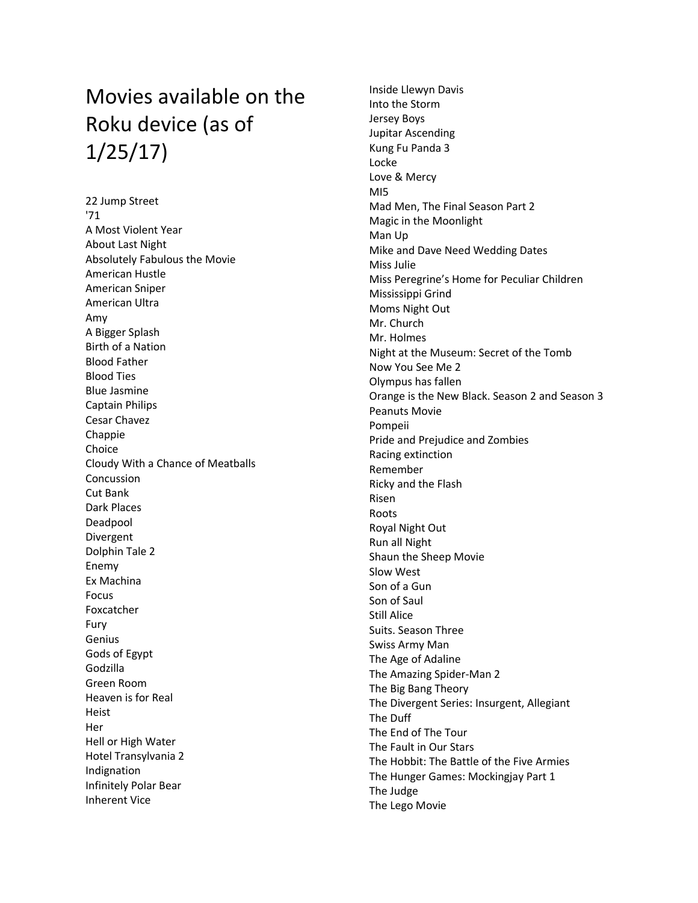# Movies available on the Roku device (as of 1/25/17)

22 Jump Street
'71
A Most Violent Year
About Last Night
Absolutely Fabulous the Movie
American Hustle
American Sniper
American Ultra
Amy
A Bigger Splash
Birth of a Nation
Blood Father
Blood Ties
Blue Jasmine
Captain Philips
Cesar Chavez
Chappie
Choice
Cloudy With a Chance of Meatballs
Concussion
Cut Bank
Dark Places
Deadpool
Divergent
Dolphin Tale 2
Enemy
Ex Machina
Focus
Foxcatcher
Fury
Genius
Gods of Egypt
Godzilla
Green Room
Heaven is for Real
Heist
Her
Hell or High Water
Hotel Transylvania 2
Indignation
Infinitely Polar Bear
Inherent Vice
Inside Llewyn Davis
Into the Storm
Jersey Boys
Jupitar Ascending
Kung Fu Panda 3
Locke
Love & Mercy
MI5
Mad Men, The Final Season Part 2
Magic in the Moonlight
Man Up
Mike and Dave Need Wedding Dates
Miss Julie
Miss Peregrine's Home for Peculiar Children
Mississippi Grind
Moms Night Out
Mr. Church
Mr. Holmes
Night at the Museum: Secret of the Tomb
Now You See Me 2
Olympus has fallen
Orange is the New Black. Season 2 and Season 3
Peanuts Movie
Pompeii
Pride and Prejudice and Zombies
Racing extinction
Remember
Ricky and the Flash
Risen
Roots
Royal Night Out
Run all Night
Shaun the Sheep Movie
Slow West
Son of a Gun
Son of Saul
Still Alice
Suits. Season Three
Swiss Army Man
The Age of Adaline
The Amazing Spider-Man 2
The Big Bang Theory
The Divergent Series: Insurgent, Allegiant
The Duff
The End of The Tour
The Fault in Our Stars
The Hobbit: The Battle of the Five Armies
The Hunger Games: Mockingjay Part 1
The Judge
The Lego Movie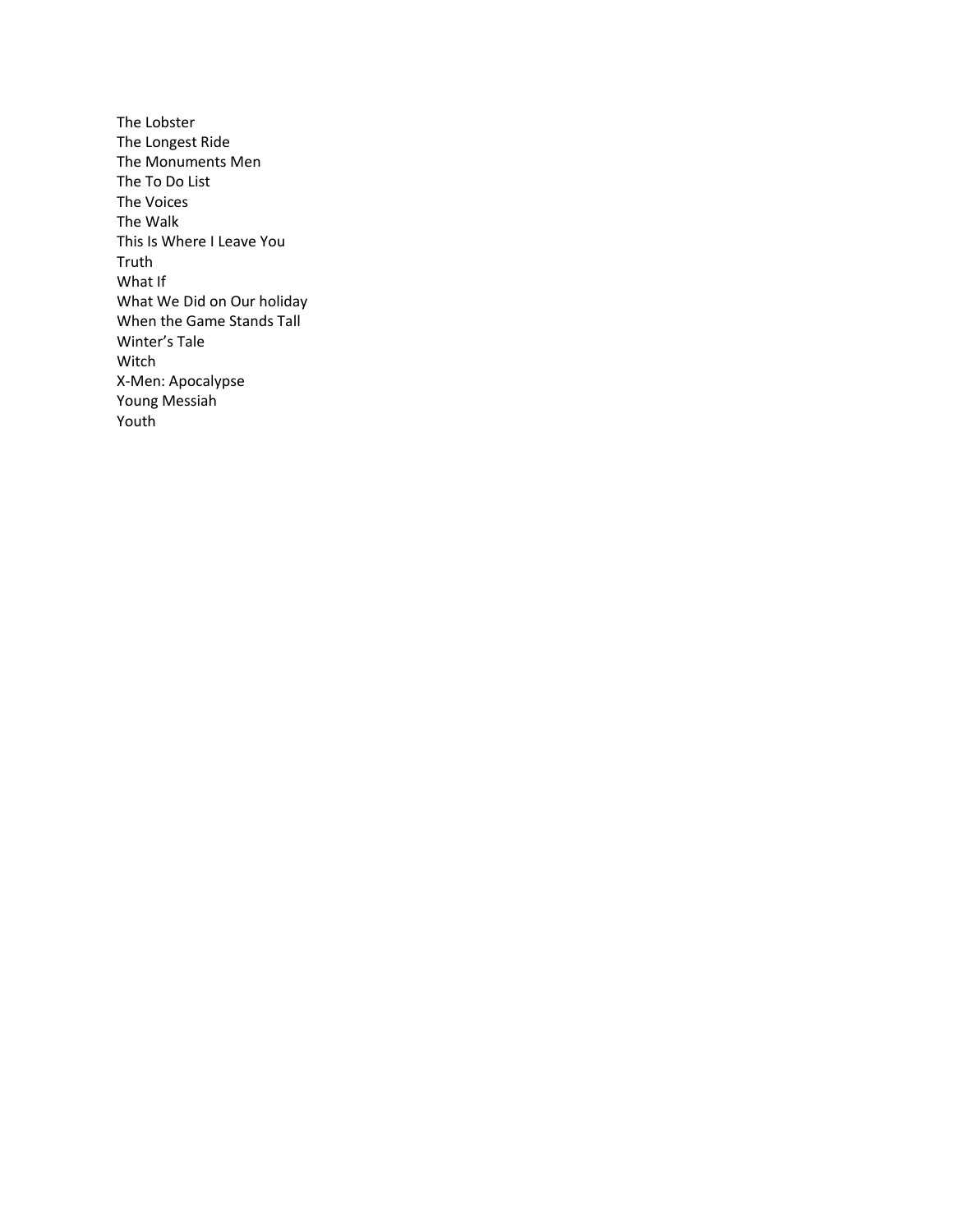The Lobster
The Longest Ride
The Monuments Men
The To Do List
The Voices
The Walk
This Is Where I Leave You
Truth
What If
What We Did on Our holiday
When the Game Stands Tall
Winter's Tale
Witch
X-Men: Apocalypse
Young Messiah
Youth